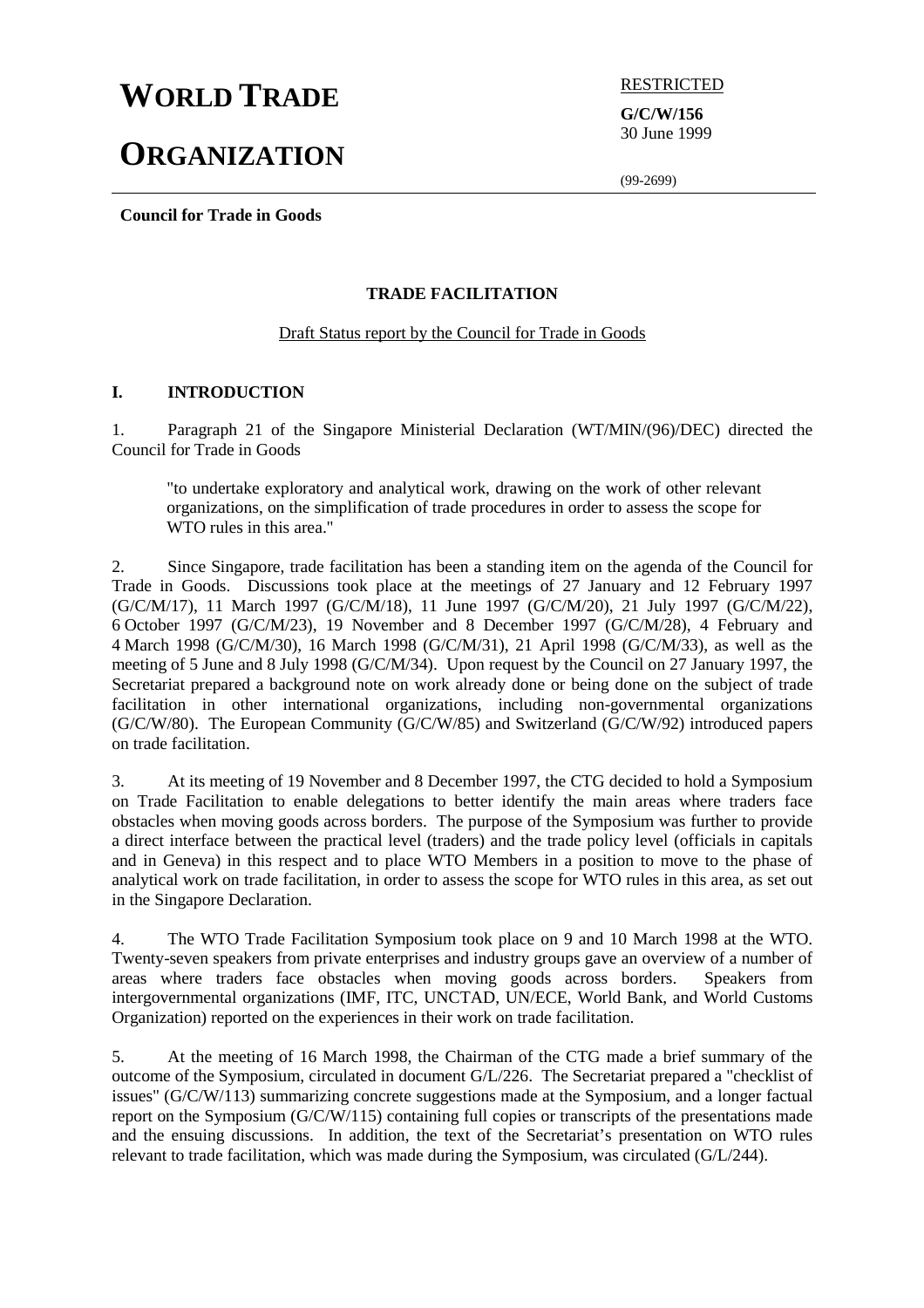# WORLD TRADE ORGANIZATION

RESTRICTED

**G/C/W/156**
30 June 1999

(99-2699)

**Council for Trade in Goods**

**TRADE FACILITATION**

Draft Status report by the Council for Trade in Goods

## I. INTRODUCTION

1. Paragraph 21 of the Singapore Ministerial Declaration (WT/MIN/(96)/DEC) directed the Council for Trade in Goods

> "to undertake exploratory and analytical work, drawing on the work of other relevant organizations, on the simplification of trade procedures in order to assess the scope for WTO rules in this area."

2. Since Singapore, trade facilitation has been a standing item on the agenda of the Council for Trade in Goods. Discussions took place at the meetings of 27 January and 12 February 1997 (G/C/M/17), 11 March 1997 (G/C/M/18), 11 June 1997 (G/C/M/20), 21 July 1997 (G/C/M/22), 6 October 1997 (G/C/M/23), 19 November and 8 December 1997 (G/C/M/28), 4 February and 4 March 1998 (G/C/M/30), 16 March 1998 (G/C/M/31), 21 April 1998 (G/C/M/33), as well as the meeting of 5 June and 8 July 1998 (G/C/M/34). Upon request by the Council on 27 January 1997, the Secretariat prepared a background note on work already done or being done on the subject of trade facilitation in other international organizations, including non-governmental organizations (G/C/W/80). The European Community (G/C/W/85) and Switzerland (G/C/W/92) introduced papers on trade facilitation.

3. At its meeting of 19 November and 8 December 1997, the CTG decided to hold a Symposium on Trade Facilitation to enable delegations to better identify the main areas where traders face obstacles when moving goods across borders. The purpose of the Symposium was further to provide a direct interface between the practical level (traders) and the trade policy level (officials in capitals and in Geneva) in this respect and to place WTO Members in a position to move to the phase of analytical work on trade facilitation, in order to assess the scope for WTO rules in this area, as set out in the Singapore Declaration.

4. The WTO Trade Facilitation Symposium took place on 9 and 10 March 1998 at the WTO. Twenty-seven speakers from private enterprises and industry groups gave an overview of a number of areas where traders face obstacles when moving goods across borders. Speakers from intergovernmental organizations (IMF, ITC, UNCTAD, UN/ECE, World Bank, and World Customs Organization) reported on the experiences in their work on trade facilitation.

5. At the meeting of 16 March 1998, the Chairman of the CTG made a brief summary of the outcome of the Symposium, circulated in document G/L/226. The Secretariat prepared a "checklist of issues" (G/C/W/113) summarizing concrete suggestions made at the Symposium, and a longer factual report on the Symposium (G/C/W/115) containing full copies or transcripts of the presentations made and the ensuing discussions. In addition, the text of the Secretariat's presentation on WTO rules relevant to trade facilitation, which was made during the Symposium, was circulated (G/L/244).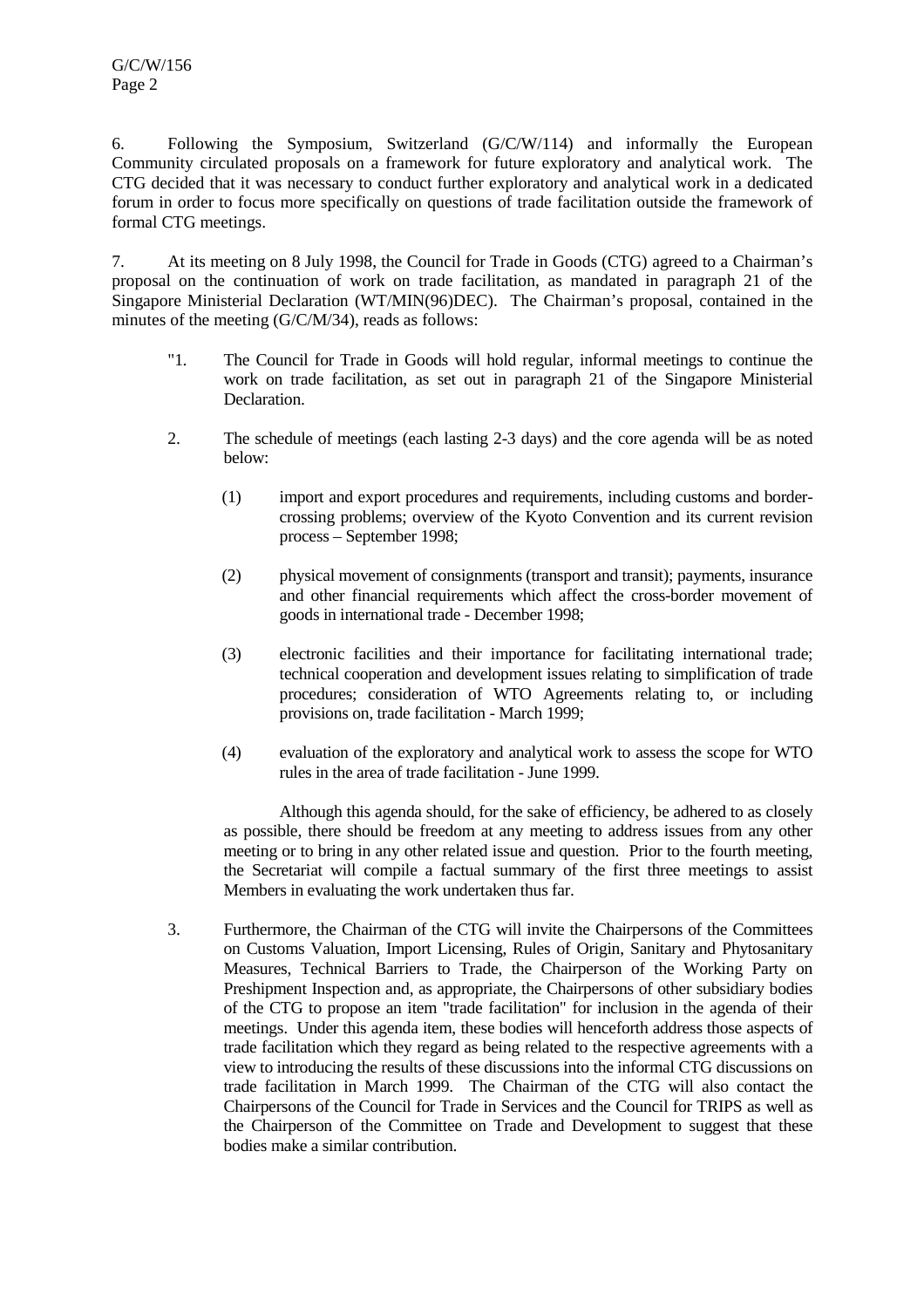6. Following the Symposium, Switzerland (G/C/W/114) and informally the European Community circulated proposals on a framework for future exploratory and analytical work. The CTG decided that it was necessary to conduct further exploratory and analytical work in a dedicated forum in order to focus more specifically on questions of trade facilitation outside the framework of formal CTG meetings.

7. At its meeting on 8 July 1998, the Council for Trade in Goods (CTG) agreed to a Chairman's proposal on the continuation of work on trade facilitation, as mandated in paragraph 21 of the Singapore Ministerial Declaration (WT/MIN(96)DEC). The Chairman's proposal, contained in the minutes of the meeting (G/C/M/34), reads as follows:

> "1. The Council for Trade in Goods will hold regular, informal meetings to continue the work on trade facilitation, as set out in paragraph 21 of the Singapore Ministerial Declaration.
>
> 2. The schedule of meetings (each lasting 2-3 days) and the core agenda will be as noted below:
>
> (1) import and export procedures and requirements, including customs and border-crossing problems; overview of the Kyoto Convention and its current revision process – September 1998;
>
> (2) physical movement of consignments (transport and transit); payments, insurance and other financial requirements which affect the cross-border movement of goods in international trade - December 1998;
>
> (3) electronic facilities and their importance for facilitating international trade; technical cooperation and development issues relating to simplification of trade procedures; consideration of WTO Agreements relating to, or including provisions on, trade facilitation - March 1999;
>
> (4) evaluation of the exploratory and analytical work to assess the scope for WTO rules in the area of trade facilitation - June 1999.
>
> Although this agenda should, for the sake of efficiency, be adhered to as closely as possible, there should be freedom at any meeting to address issues from any other meeting or to bring in any other related issue and question. Prior to the fourth meeting, the Secretariat will compile a factual summary of the first three meetings to assist Members in evaluating the work undertaken thus far.
>
> 3. Furthermore, the Chairman of the CTG will invite the Chairpersons of the Committees on Customs Valuation, Import Licensing, Rules of Origin, Sanitary and Phytosanitary Measures, Technical Barriers to Trade, the Chairperson of the Working Party on Preshipment Inspection and, as appropriate, the Chairpersons of other subsidiary bodies of the CTG to propose an item "trade facilitation" for inclusion in the agenda of their meetings. Under this agenda item, these bodies will henceforth address those aspects of trade facilitation which they regard as being related to the respective agreements with a view to introducing the results of these discussions into the informal CTG discussions on trade facilitation in March 1999. The Chairman of the CTG will also contact the Chairpersons of the Council for Trade in Services and the Council for TRIPS as well as the Chairperson of the Committee on Trade and Development to suggest that these bodies make a similar contribution.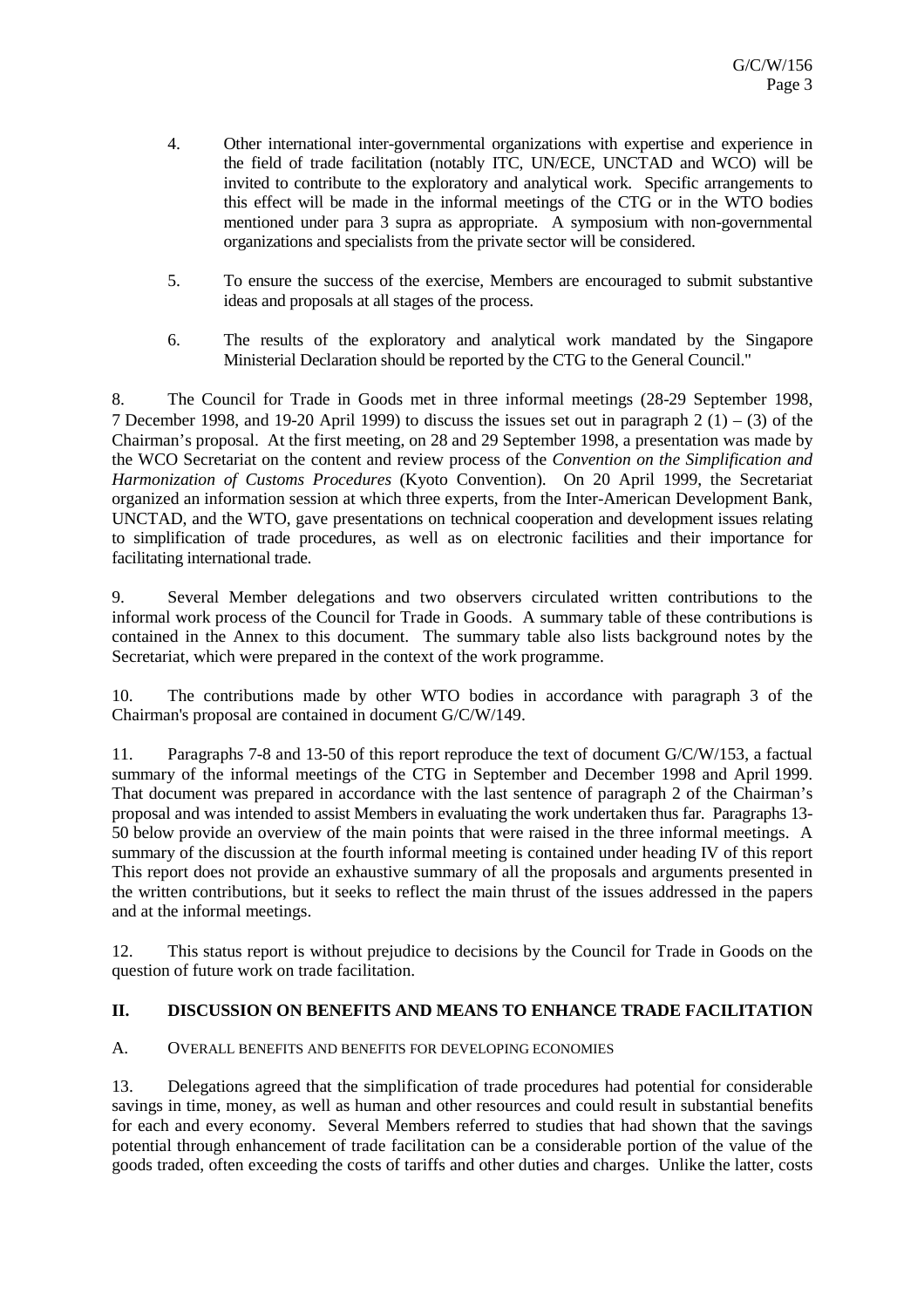4. Other international inter-governmental organizations with expertise and experience in the field of trade facilitation (notably ITC, UN/ECE, UNCTAD and WCO) will be invited to contribute to the exploratory and analytical work. Specific arrangements to this effect will be made in the informal meetings of the CTG or in the WTO bodies mentioned under para 3 supra as appropriate. A symposium with non-governmental organizations and specialists from the private sector will be considered.

5. To ensure the success of the exercise, Members are encouraged to submit substantive ideas and proposals at all stages of the process.

6. The results of the exploratory and analytical work mandated by the Singapore Ministerial Declaration should be reported by the CTG to the General Council."

8. The Council for Trade in Goods met in three informal meetings (28-29 September 1998, 7 December 1998, and 19-20 April 1999) to discuss the issues set out in paragraph 2 (1) – (3) of the Chairman's proposal. At the first meeting, on 28 and 29 September 1998, a presentation was made by the WCO Secretariat on the content and review process of the *Convention on the Simplification and Harmonization of Customs Procedures* (Kyoto Convention). On 20 April 1999, the Secretariat organized an information session at which three experts, from the Inter-American Development Bank, UNCTAD, and the WTO, gave presentations on technical cooperation and development issues relating to simplification of trade procedures, as well as on electronic facilities and their importance for facilitating international trade.

9. Several Member delegations and two observers circulated written contributions to the informal work process of the Council for Trade in Goods. A summary table of these contributions is contained in the Annex to this document. The summary table also lists background notes by the Secretariat, which were prepared in the context of the work programme.

10. The contributions made by other WTO bodies in accordance with paragraph 3 of the Chairman's proposal are contained in document G/C/W/149.

11. Paragraphs 7-8 and 13-50 of this report reproduce the text of document G/C/W/153, a factual summary of the informal meetings of the CTG in September and December 1998 and April 1999. That document was prepared in accordance with the last sentence of paragraph 2 of the Chairman's proposal and was intended to assist Members in evaluating the work undertaken thus far. Paragraphs 13-50 below provide an overview of the main points that were raised in the three informal meetings. A summary of the discussion at the fourth informal meeting is contained under heading IV of this report This report does not provide an exhaustive summary of all the proposals and arguments presented in the written contributions, but it seeks to reflect the main thrust of the issues addressed in the papers and at the informal meetings.

12. This status report is without prejudice to decisions by the Council for Trade in Goods on the question of future work on trade facilitation.

## II. DISCUSSION ON BENEFITS AND MEANS TO ENHANCE TRADE FACILITATION

### A. OVERALL BENEFITS AND BENEFITS FOR DEVELOPING ECONOMIES

13. Delegations agreed that the simplification of trade procedures had potential for considerable savings in time, money, as well as human and other resources and could result in substantial benefits for each and every economy. Several Members referred to studies that had shown that the savings potential through enhancement of trade facilitation can be a considerable portion of the value of the goods traded, often exceeding the costs of tariffs and other duties and charges. Unlike the latter, costs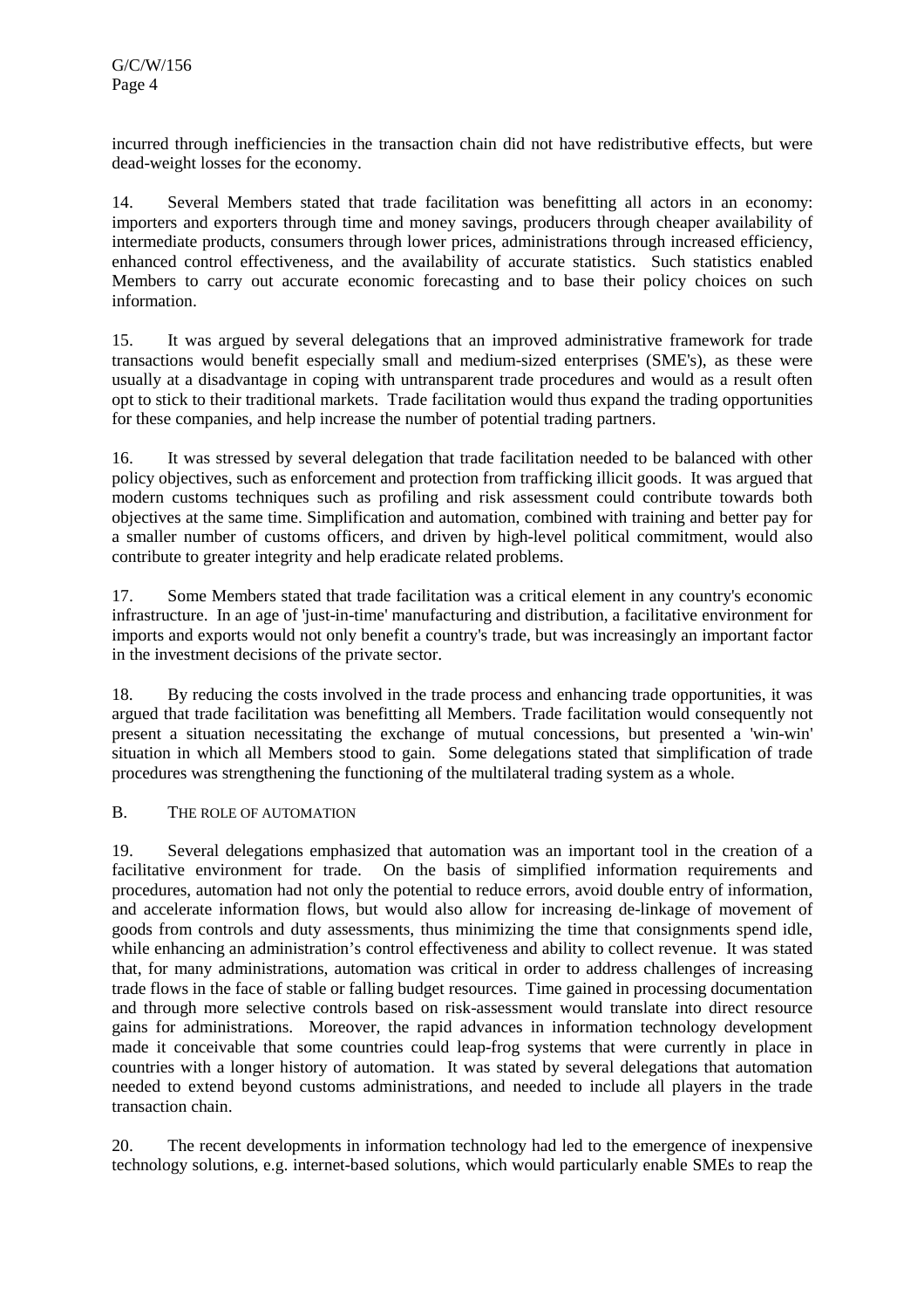incurred through inefficiencies in the transaction chain did not have redistributive effects, but were dead-weight losses for the economy.

14. Several Members stated that trade facilitation was benefitting all actors in an economy: importers and exporters through time and money savings, producers through cheaper availability of intermediate products, consumers through lower prices, administrations through increased efficiency, enhanced control effectiveness, and the availability of accurate statistics. Such statistics enabled Members to carry out accurate economic forecasting and to base their policy choices on such information.

15. It was argued by several delegations that an improved administrative framework for trade transactions would benefit especially small and medium-sized enterprises (SME's), as these were usually at a disadvantage in coping with untransparent trade procedures and would as a result often opt to stick to their traditional markets. Trade facilitation would thus expand the trading opportunities for these companies, and help increase the number of potential trading partners.

16. It was stressed by several delegation that trade facilitation needed to be balanced with other policy objectives, such as enforcement and protection from trafficking illicit goods. It was argued that modern customs techniques such as profiling and risk assessment could contribute towards both objectives at the same time. Simplification and automation, combined with training and better pay for a smaller number of customs officers, and driven by high-level political commitment, would also contribute to greater integrity and help eradicate related problems.

17. Some Members stated that trade facilitation was a critical element in any country's economic infrastructure. In an age of 'just-in-time' manufacturing and distribution, a facilitative environment for imports and exports would not only benefit a country's trade, but was increasingly an important factor in the investment decisions of the private sector.

18. By reducing the costs involved in the trade process and enhancing trade opportunities, it was argued that trade facilitation was benefitting all Members. Trade facilitation would consequently not present a situation necessitating the exchange of mutual concessions, but presented a 'win-win' situation in which all Members stood to gain. Some delegations stated that simplification of trade procedures was strengthening the functioning of the multilateral trading system as a whole.

## B. The role of automation

19. Several delegations emphasized that automation was an important tool in the creation of a facilitative environment for trade. On the basis of simplified information requirements and procedures, automation had not only the potential to reduce errors, avoid double entry of information, and accelerate information flows, but would also allow for increasing de-linkage of movement of goods from controls and duty assessments, thus minimizing the time that consignments spend idle, while enhancing an administration's control effectiveness and ability to collect revenue. It was stated that, for many administrations, automation was critical in order to address challenges of increasing trade flows in the face of stable or falling budget resources. Time gained in processing documentation and through more selective controls based on risk-assessment would translate into direct resource gains for administrations. Moreover, the rapid advances in information technology development made it conceivable that some countries could leap-frog systems that were currently in place in countries with a longer history of automation. It was stated by several delegations that automation needed to extend beyond customs administrations, and needed to include all players in the trade transaction chain.

20. The recent developments in information technology had led to the emergence of inexpensive technology solutions, e.g. internet-based solutions, which would particularly enable SMEs to reap the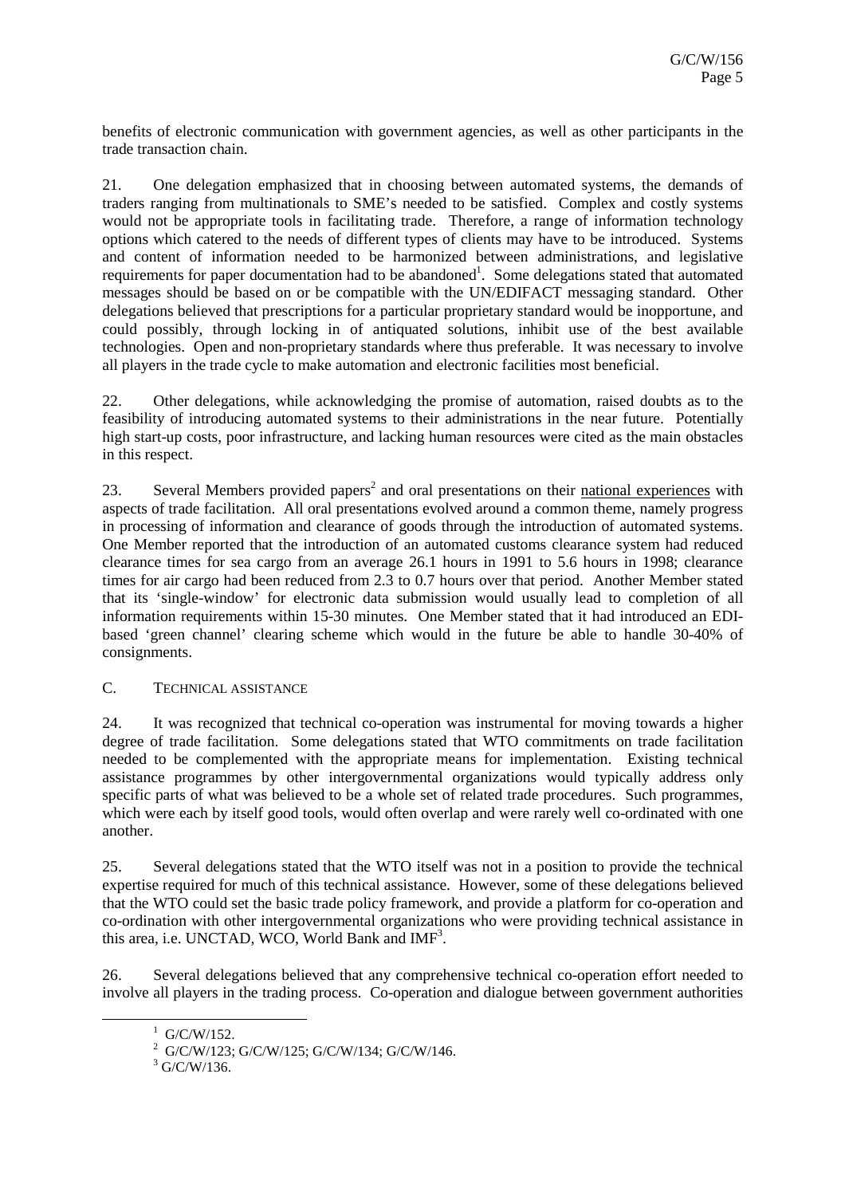benefits of electronic communication with government agencies, as well as other participants in the trade transaction chain.

21. One delegation emphasized that in choosing between automated systems, the demands of traders ranging from multinationals to SME's needed to be satisfied. Complex and costly systems would not be appropriate tools in facilitating trade. Therefore, a range of information technology options which catered to the needs of different types of clients may have to be introduced. Systems and content of information needed to be harmonized between administrations, and legislative requirements for paper documentation had to be abandoned[1]. Some delegations stated that automated messages should be based on or be compatible with the UN/EDIFACT messaging standard. Other delegations believed that prescriptions for a particular proprietary standard would be inopportune, and could possibly, through locking in of antiquated solutions, inhibit use of the best available technologies. Open and non-proprietary standards where thus preferable. It was necessary to involve all players in the trade cycle to make automation and electronic facilities most beneficial.

22. Other delegations, while acknowledging the promise of automation, raised doubts as to the feasibility of introducing automated systems to their administrations in the near future. Potentially high start-up costs, poor infrastructure, and lacking human resources were cited as the main obstacles in this respect.

23. Several Members provided papers[2] and oral presentations on their national experiences with aspects of trade facilitation. All oral presentations evolved around a common theme, namely progress in processing of information and clearance of goods through the introduction of automated systems. One Member reported that the introduction of an automated customs clearance system had reduced clearance times for sea cargo from an average 26.1 hours in 1991 to 5.6 hours in 1998; clearance times for air cargo had been reduced from 2.3 to 0.7 hours over that period. Another Member stated that its 'single-window' for electronic data submission would usually lead to completion of all information requirements within 15-30 minutes. One Member stated that it had introduced an EDI-based 'green channel' clearing scheme which would in the future be able to handle 30-40% of consignments.

## C. TECHNICAL ASSISTANCE

24. It was recognized that technical co-operation was instrumental for moving towards a higher degree of trade facilitation. Some delegations stated that WTO commitments on trade facilitation needed to be complemented with the appropriate means for implementation. Existing technical assistance programmes by other intergovernmental organizations would typically address only specific parts of what was believed to be a whole set of related trade procedures. Such programmes, which were each by itself good tools, would often overlap and were rarely well co-ordinated with one another.

25. Several delegations stated that the WTO itself was not in a position to provide the technical expertise required for much of this technical assistance. However, some of these delegations believed that the WTO could set the basic trade policy framework, and provide a platform for co-operation and co-ordination with other intergovernmental organizations who were providing technical assistance in this area, i.e. UNCTAD, WCO, World Bank and IMF[3].

26. Several delegations believed that any comprehensive technical co-operation effort needed to involve all players in the trading process. Co-operation and dialogue between government authorities

[1] G/C/W/152.

[2] G/C/W/123; G/C/W/125; G/C/W/134; G/C/W/146.

[3] G/C/W/136.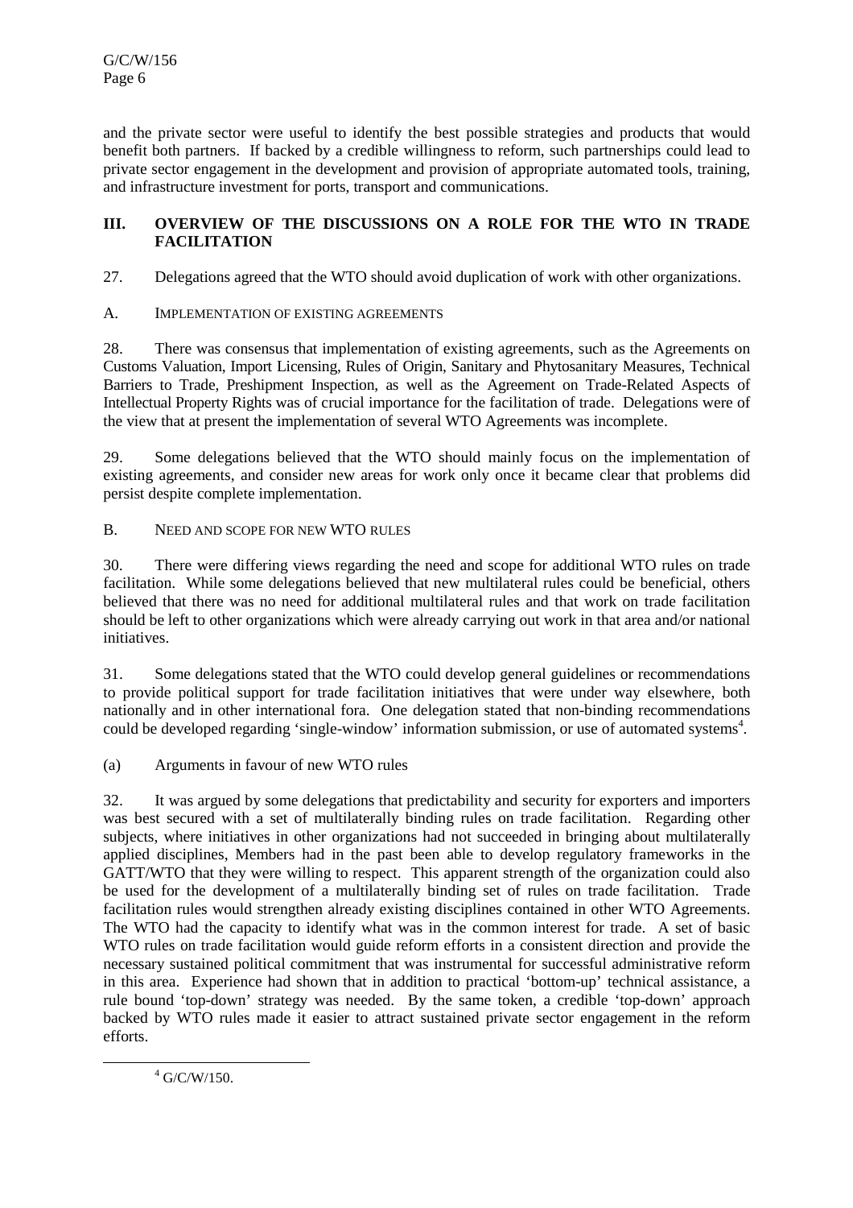and the private sector were useful to identify the best possible strategies and products that would benefit both partners. If backed by a credible willingness to reform, such partnerships could lead to private sector engagement in the development and provision of appropriate automated tools, training, and infrastructure investment for ports, transport and communications.

## III. OVERVIEW OF THE DISCUSSIONS ON A ROLE FOR THE WTO IN TRADE FACILITATION

27. Delegations agreed that the WTO should avoid duplication of work with other organizations.

### A. IMPLEMENTATION OF EXISTING AGREEMENTS

28. There was consensus that implementation of existing agreements, such as the Agreements on Customs Valuation, Import Licensing, Rules of Origin, Sanitary and Phytosanitary Measures, Technical Barriers to Trade, Preshipment Inspection, as well as the Agreement on Trade-Related Aspects of Intellectual Property Rights was of crucial importance for the facilitation of trade. Delegations were of the view that at present the implementation of several WTO Agreements was incomplete.

29. Some delegations believed that the WTO should mainly focus on the implementation of existing agreements, and consider new areas for work only once it became clear that problems did persist despite complete implementation.

### B. NEED AND SCOPE FOR NEW WTO RULES

30. There were differing views regarding the need and scope for additional WTO rules on trade facilitation. While some delegations believed that new multilateral rules could be beneficial, others believed that there was no need for additional multilateral rules and that work on trade facilitation should be left to other organizations which were already carrying out work in that area and/or national initiatives.

31. Some delegations stated that the WTO could develop general guidelines or recommendations to provide political support for trade facilitation initiatives that were under way elsewhere, both nationally and in other international fora. One delegation stated that non-binding recommendations could be developed regarding 'single-window' information submission, or use of automated systems[4].

#### (a) Arguments in favour of new WTO rules

32. It was argued by some delegations that predictability and security for exporters and importers was best secured with a set of multilaterally binding rules on trade facilitation. Regarding other subjects, where initiatives in other organizations had not succeeded in bringing about multilaterally applied disciplines, Members had in the past been able to develop regulatory frameworks in the GATT/WTO that they were willing to respect. This apparent strength of the organization could also be used for the development of a multilaterally binding set of rules on trade facilitation. Trade facilitation rules would strengthen already existing disciplines contained in other WTO Agreements. The WTO had the capacity to identify what was in the common interest for trade. A set of basic WTO rules on trade facilitation would guide reform efforts in a consistent direction and provide the necessary sustained political commitment that was instrumental for successful administrative reform in this area. Experience had shown that in addition to practical 'bottom-up' technical assistance, a rule bound 'top-down' strategy was needed. By the same token, a credible 'top-down' approach backed by WTO rules made it easier to attract sustained private sector engagement in the reform efforts.

[4] G/C/W/150.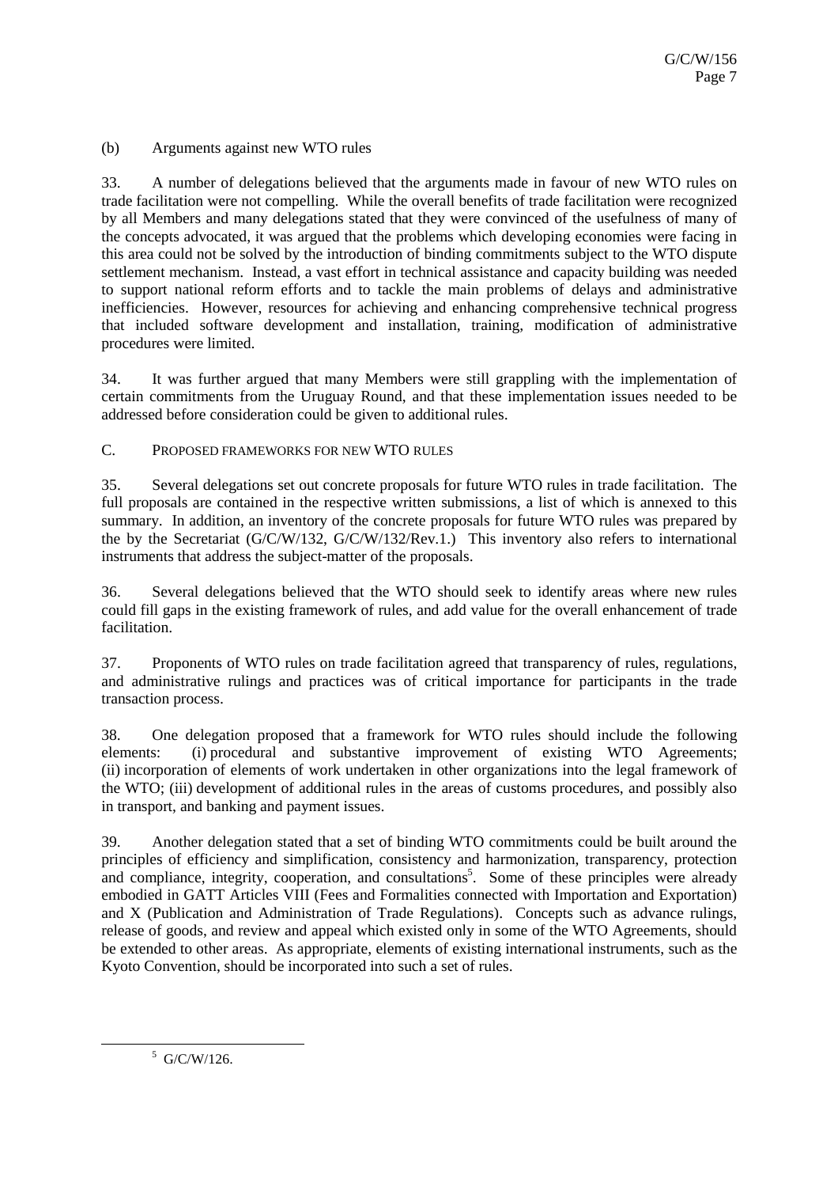(b) Arguments against new WTO rules

33. A number of delegations believed that the arguments made in favour of new WTO rules on trade facilitation were not compelling. While the overall benefits of trade facilitation were recognized by all Members and many delegations stated that they were convinced of the usefulness of many of the concepts advocated, it was argued that the problems which developing economies were facing in this area could not be solved by the introduction of binding commitments subject to the WTO dispute settlement mechanism. Instead, a vast effort in technical assistance and capacity building was needed to support national reform efforts and to tackle the main problems of delays and administrative inefficiencies. However, resources for achieving and enhancing comprehensive technical progress that included software development and installation, training, modification of administrative procedures were limited.

34. It was further argued that many Members were still grappling with the implementation of certain commitments from the Uruguay Round, and that these implementation issues needed to be addressed before consideration could be given to additional rules.

## C. PROPOSED FRAMEWORKS FOR NEW WTO RULES

35. Several delegations set out concrete proposals for future WTO rules in trade facilitation. The full proposals are contained in the respective written submissions, a list of which is annexed to this summary. In addition, an inventory of the concrete proposals for future WTO rules was prepared by the by the Secretariat (G/C/W/132, G/C/W/132/Rev.1.) This inventory also refers to international instruments that address the subject-matter of the proposals.

36. Several delegations believed that the WTO should seek to identify areas where new rules could fill gaps in the existing framework of rules, and add value for the overall enhancement of trade facilitation.

37. Proponents of WTO rules on trade facilitation agreed that transparency of rules, regulations, and administrative rulings and practices was of critical importance for participants in the trade transaction process.

38. One delegation proposed that a framework for WTO rules should include the following elements: (i) procedural and substantive improvement of existing WTO Agreements; (ii) incorporation of elements of work undertaken in other organizations into the legal framework of the WTO; (iii) development of additional rules in the areas of customs procedures, and possibly also in transport, and banking and payment issues.

39. Another delegation stated that a set of binding WTO commitments could be built around the principles of efficiency and simplification, consistency and harmonization, transparency, protection and compliance, integrity, cooperation, and consultations[5]. Some of these principles were already embodied in GATT Articles VIII (Fees and Formalities connected with Importation and Exportation) and X (Publication and Administration of Trade Regulations). Concepts such as advance rulings, release of goods, and review and appeal which existed only in some of the WTO Agreements, should be extended to other areas. As appropriate, elements of existing international instruments, such as the Kyoto Convention, should be incorporated into such a set of rules.

[5] G/C/W/126.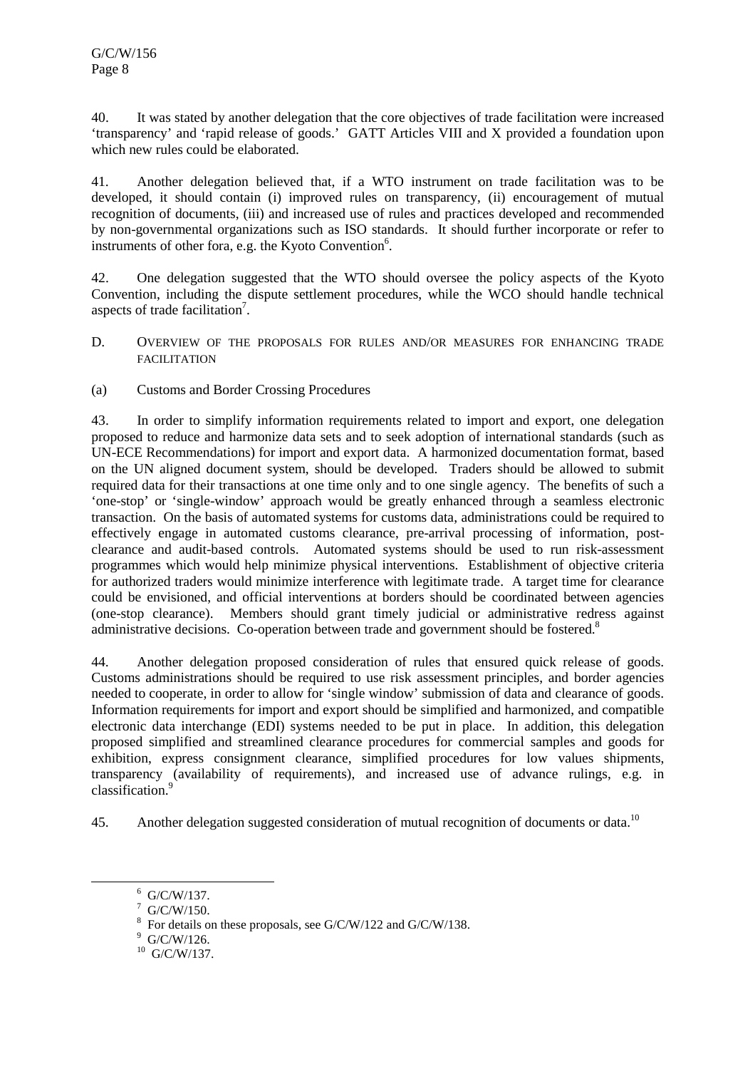40. It was stated by another delegation that the core objectives of trade facilitation were increased 'transparency' and 'rapid release of goods.' GATT Articles VIII and X provided a foundation upon which new rules could be elaborated.

41. Another delegation believed that, if a WTO instrument on trade facilitation was to be developed, it should contain (i) improved rules on transparency, (ii) encouragement of mutual recognition of documents, (iii) and increased use of rules and practices developed and recommended by non-governmental organizations such as ISO standards. It should further incorporate or refer to instruments of other fora, e.g. the Kyoto Convention[6].

42. One delegation suggested that the WTO should oversee the policy aspects of the Kyoto Convention, including the dispute settlement procedures, while the WCO should handle technical aspects of trade facilitation[7].

D. OVERVIEW OF THE PROPOSALS FOR RULES AND/OR MEASURES FOR ENHANCING TRADE FACILITATION

(a) Customs and Border Crossing Procedures

43. In order to simplify information requirements related to import and export, one delegation proposed to reduce and harmonize data sets and to seek adoption of international standards (such as UN-ECE Recommendations) for import and export data. A harmonized documentation format, based on the UN aligned document system, should be developed. Traders should be allowed to submit required data for their transactions at one time only and to one single agency. The benefits of such a 'one-stop' or 'single-window' approach would be greatly enhanced through a seamless electronic transaction. On the basis of automated systems for customs data, administrations could be required to effectively engage in automated customs clearance, pre-arrival processing of information, post-clearance and audit-based controls. Automated systems should be used to run risk-assessment programmes which would help minimize physical interventions. Establishment of objective criteria for authorized traders would minimize interference with legitimate trade. A target time for clearance could be envisioned, and official interventions at borders should be coordinated between agencies (one-stop clearance). Members should grant timely judicial or administrative redress against administrative decisions. Co-operation between trade and government should be fostered.[8]

44. Another delegation proposed consideration of rules that ensured quick release of goods. Customs administrations should be required to use risk assessment principles, and border agencies needed to cooperate, in order to allow for 'single window' submission of data and clearance of goods. Information requirements for import and export should be simplified and harmonized, and compatible electronic data interchange (EDI) systems needed to be put in place. In addition, this delegation proposed simplified and streamlined clearance procedures for commercial samples and goods for exhibition, express consignment clearance, simplified procedures for low values shipments, transparency (availability of requirements), and increased use of advance rulings, e.g. in classification.[9]

45. Another delegation suggested consideration of mutual recognition of documents or data.[10]

---

[6] G/C/W/137.

[7] G/C/W/150.

[8] For details on these proposals, see G/C/W/122 and G/C/W/138.

[9] G/C/W/126.

[10] G/C/W/137.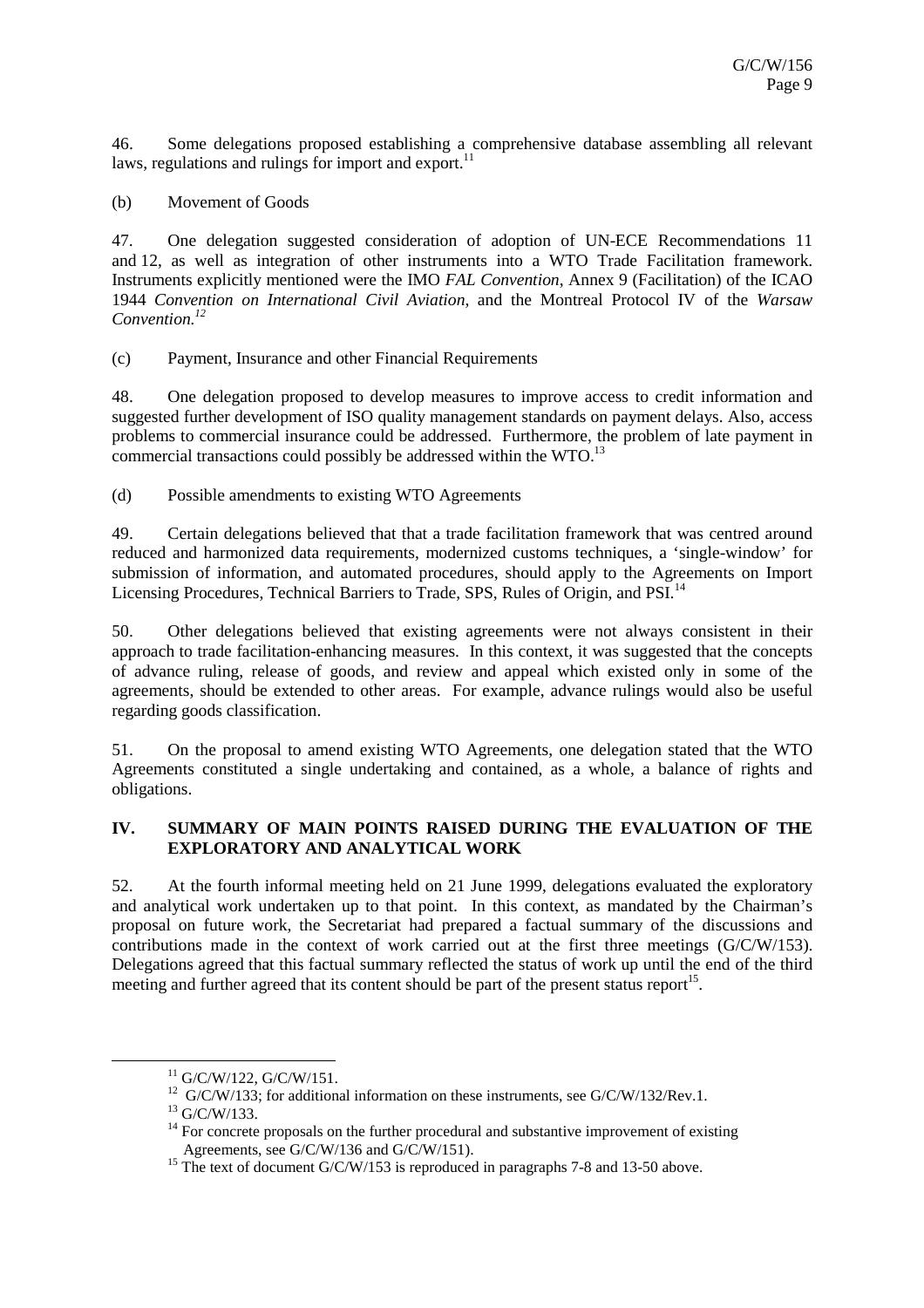46. Some delegations proposed establishing a comprehensive database assembling all relevant laws, regulations and rulings for import and export.[11]

(b) Movement of Goods

47. One delegation suggested consideration of adoption of UN-ECE Recommendations 11 and 12, as well as integration of other instruments into a WTO Trade Facilitation framework. Instruments explicitly mentioned were the IMO *FAL Convention*, Annex 9 (Facilitation) of the ICAO 1944 *Convention on International Civil Aviation*, and the Montreal Protocol IV of the *Warsaw Convention.*[12]

(c) Payment, Insurance and other Financial Requirements

48. One delegation proposed to develop measures to improve access to credit information and suggested further development of ISO quality management standards on payment delays. Also, access problems to commercial insurance could be addressed. Furthermore, the problem of late payment in commercial transactions could possibly be addressed within the WTO.[13]

(d) Possible amendments to existing WTO Agreements

49. Certain delegations believed that that a trade facilitation framework that was centred around reduced and harmonized data requirements, modernized customs techniques, a 'single-window' for submission of information, and automated procedures, should apply to the Agreements on Import Licensing Procedures, Technical Barriers to Trade, SPS, Rules of Origin, and PSI.[14]

50. Other delegations believed that existing agreements were not always consistent in their approach to trade facilitation-enhancing measures. In this context, it was suggested that the concepts of advance ruling, release of goods, and review and appeal which existed only in some of the agreements, should be extended to other areas. For example, advance rulings would also be useful regarding goods classification.

51. On the proposal to amend existing WTO Agreements, one delegation stated that the WTO Agreements constituted a single undertaking and contained, as a whole, a balance of rights and obligations.

## IV. SUMMARY OF MAIN POINTS RAISED DURING THE EVALUATION OF THE EXPLORATORY AND ANALYTICAL WORK

52. At the fourth informal meeting held on 21 June 1999, delegations evaluated the exploratory and analytical work undertaken up to that point. In this context, as mandated by the Chairman's proposal on future work, the Secretariat had prepared a factual summary of the discussions and contributions made in the context of work carried out at the first three meetings (G/C/W/153). Delegations agreed that this factual summary reflected the status of work up until the end of the third meeting and further agreed that its content should be part of the present status report[15].

---

[11] G/C/W/122, G/C/W/151.

[12] G/C/W/133; for additional information on these instruments, see G/C/W/132/Rev.1.

[13] G/C/W/133.

[14] For concrete proposals on the further procedural and substantive improvement of existing Agreements, see G/C/W/136 and G/C/W/151).

[15] The text of document G/C/W/153 is reproduced in paragraphs 7-8 and 13-50 above.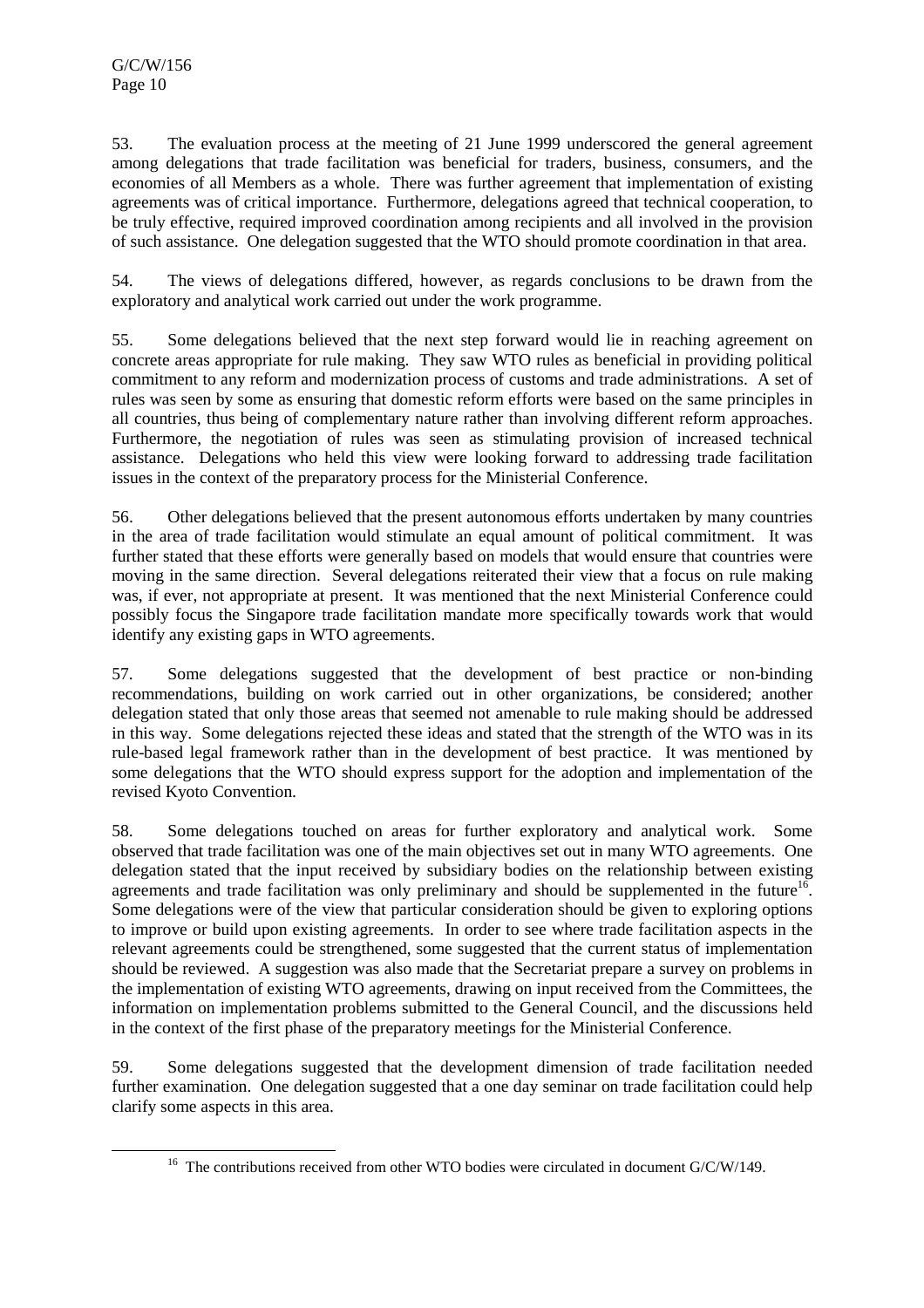53. The evaluation process at the meeting of 21 June 1999 underscored the general agreement among delegations that trade facilitation was beneficial for traders, business, consumers, and the economies of all Members as a whole. There was further agreement that implementation of existing agreements was of critical importance. Furthermore, delegations agreed that technical cooperation, to be truly effective, required improved coordination among recipients and all involved in the provision of such assistance. One delegation suggested that the WTO should promote coordination in that area.

54. The views of delegations differed, however, as regards conclusions to be drawn from the exploratory and analytical work carried out under the work programme.

55. Some delegations believed that the next step forward would lie in reaching agreement on concrete areas appropriate for rule making. They saw WTO rules as beneficial in providing political commitment to any reform and modernization process of customs and trade administrations. A set of rules was seen by some as ensuring that domestic reform efforts were based on the same principles in all countries, thus being of complementary nature rather than involving different reform approaches. Furthermore, the negotiation of rules was seen as stimulating provision of increased technical assistance. Delegations who held this view were looking forward to addressing trade facilitation issues in the context of the preparatory process for the Ministerial Conference.

56. Other delegations believed that the present autonomous efforts undertaken by many countries in the area of trade facilitation would stimulate an equal amount of political commitment. It was further stated that these efforts were generally based on models that would ensure that countries were moving in the same direction. Several delegations reiterated their view that a focus on rule making was, if ever, not appropriate at present. It was mentioned that the next Ministerial Conference could possibly focus the Singapore trade facilitation mandate more specifically towards work that would identify any existing gaps in WTO agreements.

57. Some delegations suggested that the development of best practice or non-binding recommendations, building on work carried out in other organizations, be considered; another delegation stated that only those areas that seemed not amenable to rule making should be addressed in this way. Some delegations rejected these ideas and stated that the strength of the WTO was in its rule-based legal framework rather than in the development of best practice. It was mentioned by some delegations that the WTO should express support for the adoption and implementation of the revised Kyoto Convention.

58. Some delegations touched on areas for further exploratory and analytical work. Some observed that trade facilitation was one of the main objectives set out in many WTO agreements. One delegation stated that the input received by subsidiary bodies on the relationship between existing agreements and trade facilitation was only preliminary and should be supplemented in the future[16]. Some delegations were of the view that particular consideration should be given to exploring options to improve or build upon existing agreements. In order to see where trade facilitation aspects in the relevant agreements could be strengthened, some suggested that the current status of implementation should be reviewed. A suggestion was also made that the Secretariat prepare a survey on problems in the implementation of existing WTO agreements, drawing on input received from the Committees, the information on implementation problems submitted to the General Council, and the discussions held in the context of the first phase of the preparatory meetings for the Ministerial Conference.

59. Some delegations suggested that the development dimension of trade facilitation needed further examination. One delegation suggested that a one day seminar on trade facilitation could help clarify some aspects in this area.

[16] The contributions received from other WTO bodies were circulated in document G/C/W/149.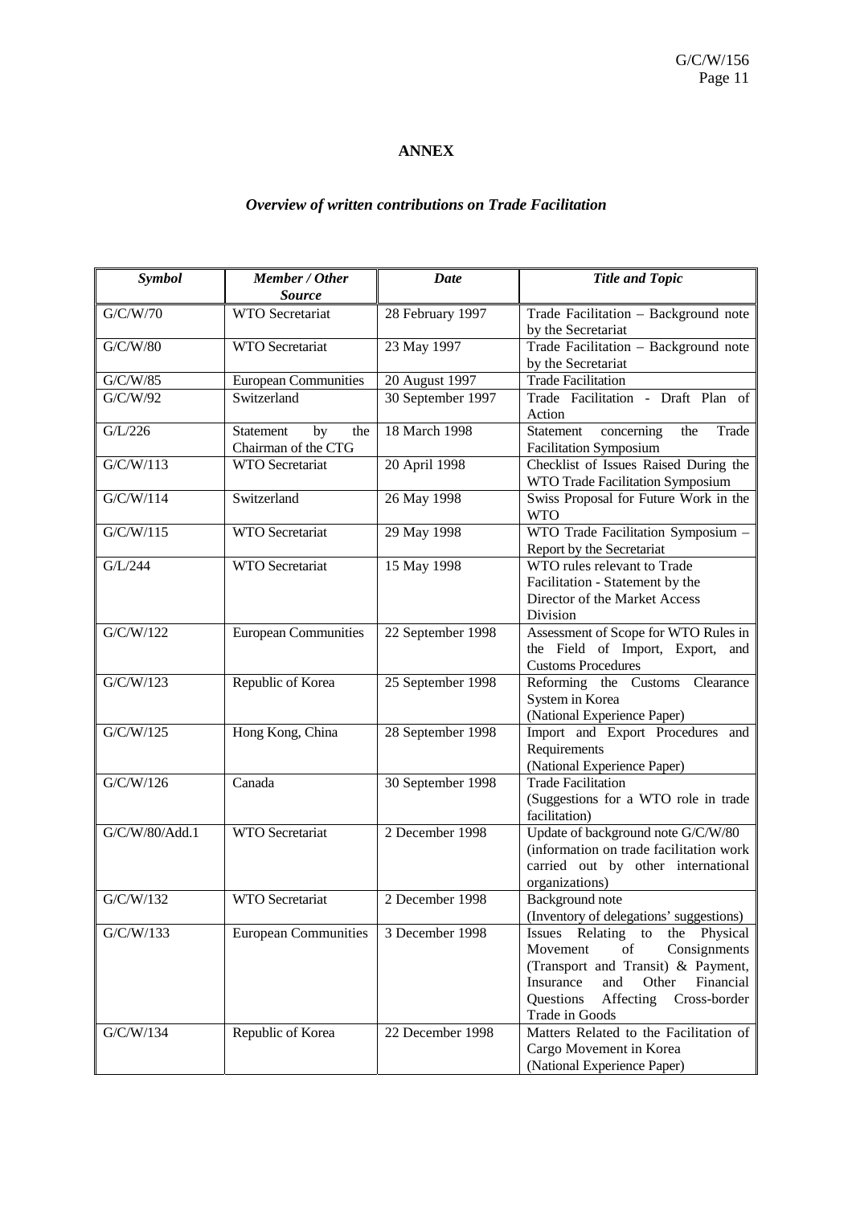## ANNEX

### *Overview of written contributions on Trade Facilitation*

| *Symbol* | *Member / Other Source* | *Date* | *Title and Topic* |
|---|---|---|---|
| G/C/W/70 | WTO Secretariat | 28 February 1997 | Trade Facilitation – Background note by the Secretariat |
| G/C/W/80 | WTO Secretariat | 23 May 1997 | Trade Facilitation – Background note by the Secretariat |
| G/C/W/85 | European Communities | 20 August 1997 | Trade Facilitation |
| G/C/W/92 | Switzerland | 30 September 1997 | Trade Facilitation - Draft Plan of Action |
| G/L/226 | Statement by the Chairman of the CTG | 18 March 1998 | Statement concerning the Trade Facilitation Symposium |
| G/C/W/113 | WTO Secretariat | 20 April 1998 | Checklist of Issues Raised During the WTO Trade Facilitation Symposium |
| G/C/W/114 | Switzerland | 26 May 1998 | Swiss Proposal for Future Work in the WTO |
| G/C/W/115 | WTO Secretariat | 29 May 1998 | WTO Trade Facilitation Symposium – Report by the Secretariat |
| G/L/244 | WTO Secretariat | 15 May 1998 | WTO rules relevant to Trade Facilitation - Statement by the Director of the Market Access Division |
| G/C/W/122 | European Communities | 22 September 1998 | Assessment of Scope for WTO Rules in the Field of Import, Export, and Customs Procedures |
| G/C/W/123 | Republic of Korea | 25 September 1998 | Reforming the Customs Clearance System in Korea (National Experience Paper) |
| G/C/W/125 | Hong Kong, China | 28 September 1998 | Import and Export Procedures and Requirements (National Experience Paper) |
| G/C/W/126 | Canada | 30 September 1998 | Trade Facilitation (Suggestions for a WTO role in trade facilitation) |
| G/C/W/80/Add.1 | WTO Secretariat | 2 December 1998 | Update of background note G/C/W/80 (information on trade facilitation work carried out by other international organizations) |
| G/C/W/132 | WTO Secretariat | 2 December 1998 | Background note (Inventory of delegations' suggestions) |
| G/C/W/133 | European Communities | 3 December 1998 | Issues Relating to the Physical Movement of Consignments (Transport and Transit) & Payment, Insurance and Other Financial Questions Affecting Cross-border Trade in Goods |
| G/C/W/134 | Republic of Korea | 22 December 1998 | Matters Related to the Facilitation of Cargo Movement in Korea (National Experience Paper) |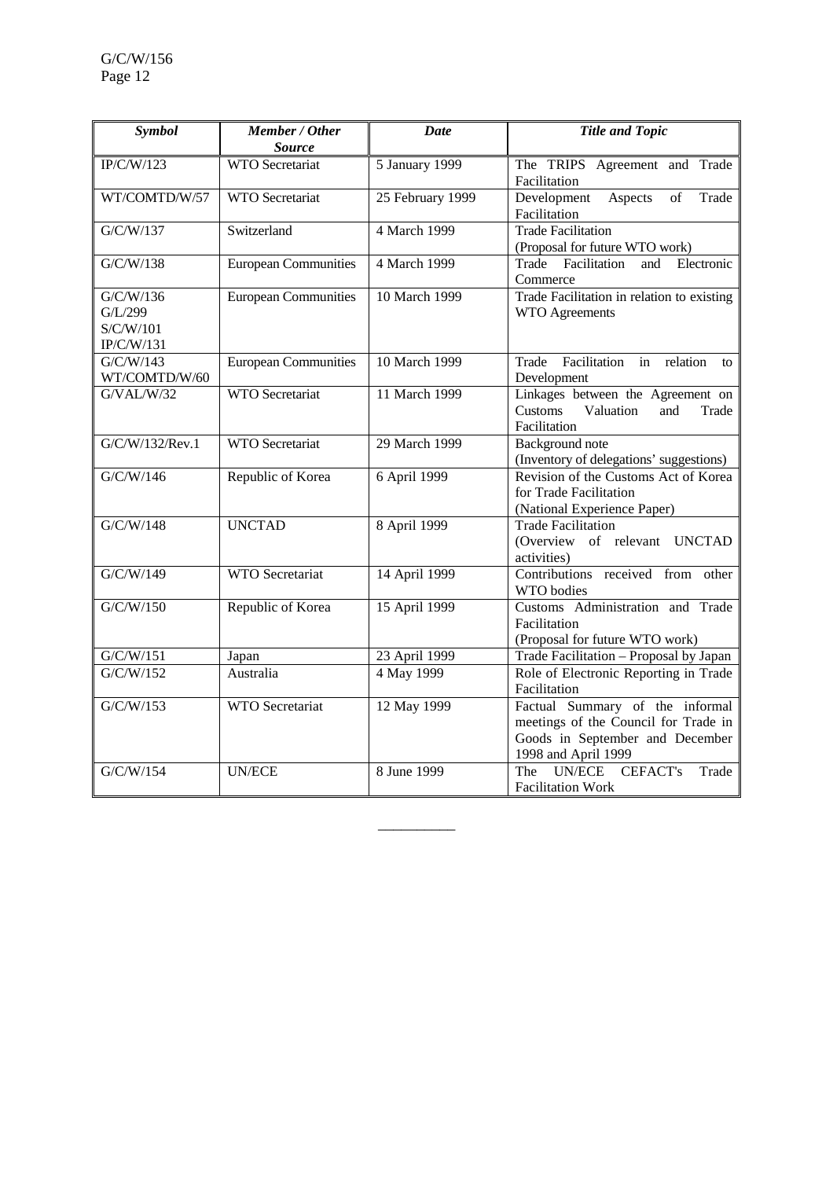| ***Symbol*** | ***Member / Other Source*** | ***Date*** | ***Title and Topic*** |
|---|---|---|---|
| IP/C/W/123 | WTO Secretariat | 5 January 1999 | The TRIPS Agreement and Trade Facilitation |
| WT/COMTD/W/57 | WTO Secretariat | 25 February 1999 | Development Aspects of Trade Facilitation |
| G/C/W/137 | Switzerland | 4 March 1999 | Trade Facilitation (Proposal for future WTO work) |
| G/C/W/138 | European Communities | 4 March 1999 | Trade Facilitation and Electronic Commerce |
| G/C/W/136 G/L/299 S/C/W/101 IP/C/W/131 | European Communities | 10 March 1999 | Trade Facilitation in relation to existing WTO Agreements |
| G/C/W/143 WT/COMTD/W/60 | European Communities | 10 March 1999 | Trade Facilitation in relation to Development |
| G/VAL/W/32 | WTO Secretariat | 11 March 1999 | Linkages between the Agreement on Customs Valuation and Trade Facilitation |
| G/C/W/132/Rev.1 | WTO Secretariat | 29 March 1999 | Background note (Inventory of delegations' suggestions) |
| G/C/W/146 | Republic of Korea | 6 April 1999 | Revision of the Customs Act of Korea for Trade Facilitation (National Experience Paper) |
| G/C/W/148 | UNCTAD | 8 April 1999 | Trade Facilitation (Overview of relevant UNCTAD activities) |
| G/C/W/149 | WTO Secretariat | 14 April 1999 | Contributions received from other WTO bodies |
| G/C/W/150 | Republic of Korea | 15 April 1999 | Customs Administration and Trade Facilitation (Proposal for future WTO work) |
| G/C/W/151 | Japan | 23 April 1999 | Trade Facilitation – Proposal by Japan |
| G/C/W/152 | Australia | 4 May 1999 | Role of Electronic Reporting in Trade Facilitation |
| G/C/W/153 | WTO Secretariat | 12 May 1999 | Factual Summary of the informal meetings of the Council for Trade in Goods in September and December 1998 and April 1999 |
| G/C/W/154 | UN/ECE | 8 June 1999 | The UN/ECE CEFACT's Trade Facilitation Work |

__________